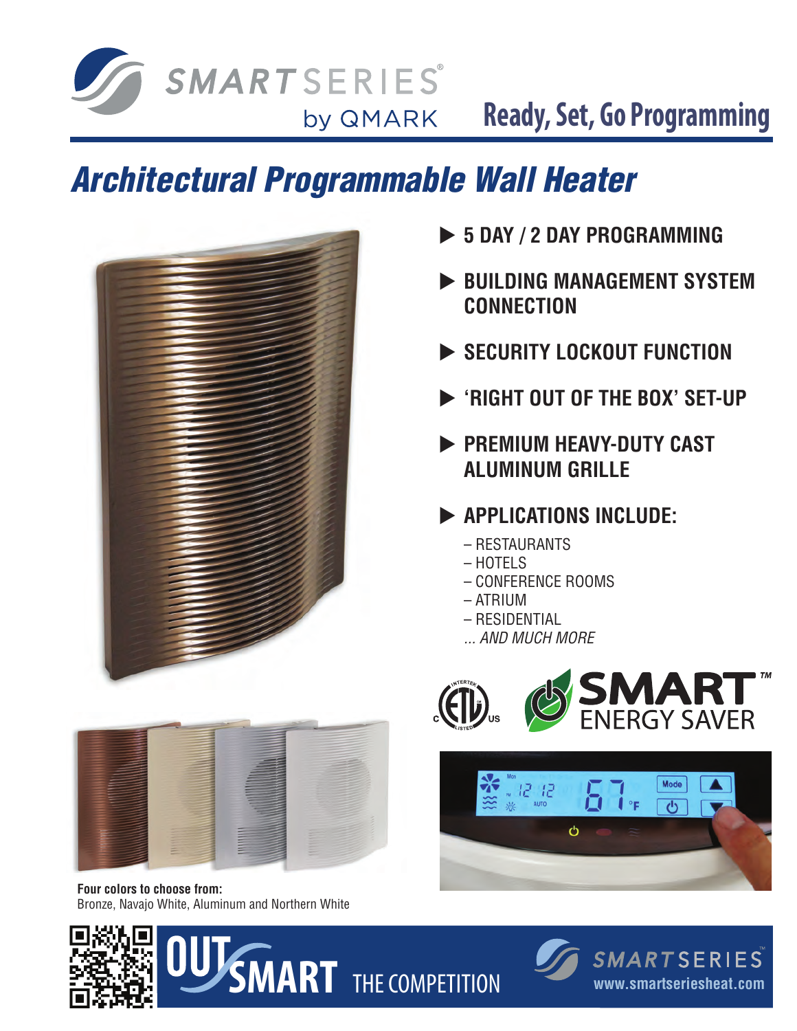# SMARTSERIES® by QMARK

## Ready, Set, Go Programming

# *Architectural Programmable Wall Heater*

- **5 DAY / 2 DAY PROGRAMMING**
- **BUILDING MANAGEMENT SYSTEM CONNECTION**
- **SECURITY LOCKOUT FUNCTION**
- **'RIGHT OUT OF THE BOX' SET-UP**
- **PREMIUM HEAVY-DUTY CAST ALUMINUM GRILLE**
- **APPLICATIONS INCLUDE:**
  - RESTAURANTS
  - HOTELS
  - CONFERENCE ROOMS
  - ATRIUM
  - RESIDENTIAL
  - *... AND MUCH MORE*

SMART™ ENERGY SAVER

**Four colors to choose from:**
Bronze, Navajo White, Aluminum and Northern White

**OUTSMART** THE COMPETITION

SMARTSERIES™
**www.smartseriesheat.com**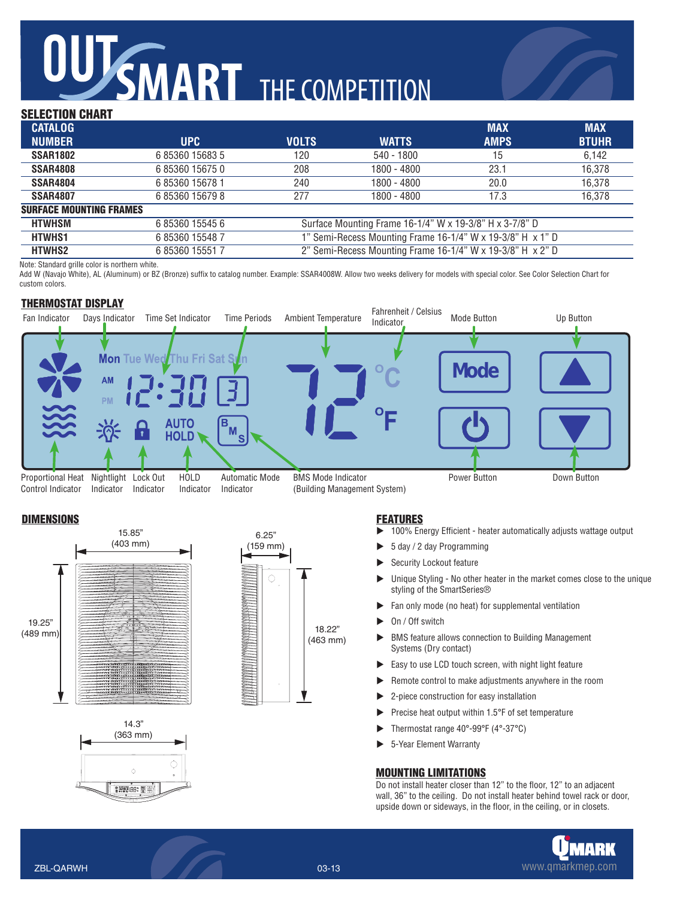# OUTSMART THE COMPETITION

## SELECTION CHART

| CATALOG NUMBER | UPC | VOLTS | WATTS | MAX AMPS | MAX BTUHR |
|---|---|---|---|---|---|
| SSAR1802 | 6 85360 15683 5 | 120 | 540 - 1800 | 15 | 6,142 |
| SSAR4808 | 6 85360 15675 0 | 208 | 1800 - 4800 | 23.1 | 16,378 |
| SSAR4804 | 6 85360 15678 1 | 240 | 1800 - 4800 | 20.0 | 16,378 |
| SSAR4807 | 6 85360 15679 8 | 277 | 1800 - 4800 | 17.3 | 16,378 |
| **SURFACE MOUNTING FRAMES** | | | | | |
| HTWHSM | 6 85360 15545 6 | Surface Mounting Frame 16-1/4" W x 19-3/8" H x 3-7/8" D | | | |
| HTWHS1 | 6 85360 15548 7 | 1" Semi-Recess Mounting Frame 16-1/4" W x 19-3/8" H x 1" D | | | |
| HTWHS2 | 6 85360 15551 7 | 2" Semi-Recess Mounting Frame 16-1/4" W x 19-3/8" H x 2" D | | | |

Note: Standard grille color is northern white.
Add W (Navajo White), AL (Aluminum) or BZ (Bronze) suffix to catalog number. Example: SSAR4008W. Allow two weeks delivery for models with special color. See Color Selection Chart for custom colors.

## THERMOSTAT DISPLAY

Fan Indicator
Days Indicator
Time Set Indicator
Time Periods
Ambient Temperature
Fahrenheit / Celsius Indicator
Mode Button
Up Button
Mon Tue Wed Thu Fri Sat Sun
AM
PM
12:30
3
AUTO
HOLD
B M S
72
°C
°F
Mode
Proportional Heat Control Indicator
Nightlight Indicator
Lock Out Indicator
HOLD Indicator
Automatic Mode Indicator
BMS Mode Indicator (Building Management System)
Power Button
Down Button

## DIMENSIONS

15.85" (403 mm)
19.25" (489 mm)
6.25" (159 mm)
18.22" (463 mm)
14.3" (363 mm)

## FEATURES

- 100% Energy Efficient - heater automatically adjusts wattage output
- 5 day / 2 day Programming
- Security Lockout feature
- Unique Styling - No other heater in the market comes close to the unique styling of the SmartSeries®
- Fan only mode (no heat) for supplemental ventilation
- On / Off switch
- BMS feature allows connection to Building Management Systems (Dry contact)
- Easy to use LCD touch screen, with night light feature
- Remote control to make adjustments anywhere in the room
- 2-piece construction for easy installation
- Precise heat output within 1.5°F of set temperature
- Thermostat range 40°-99°F (4°-37°C)
- 5-Year Element Warranty

## MOUNTING LIMITATIONS

Do not install heater closer than 12" to the floor, 12" to an adjacent wall, 36" to the ceiling. Do not install heater behind towel rack or door, upside down or sideways, in the floor, in the ceiling, or in closets.

ZBL-QARWH 03-13

QMARK www.qmarkmep.com